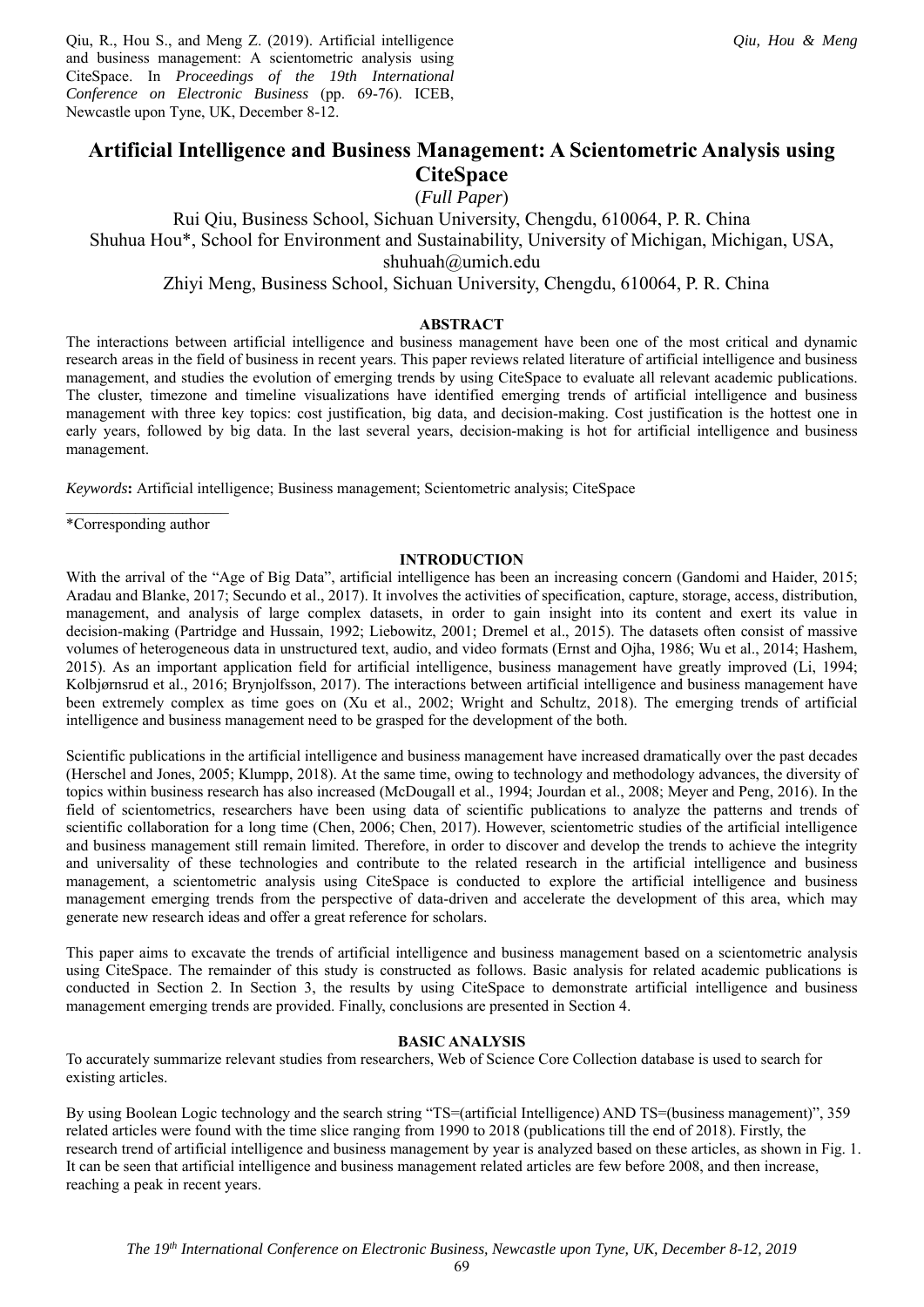Qiu, R., Hou S., and Meng Z. (2019). Artificial intelligence and business management: A scientometric analysis using CiteSpace. In *Proceedings of the 19th International Conference on Electronic Business* (pp. 69-76). ICEB, Newcastle upon Tyne, UK, December 8-12.

# Artificial Intelligence and Business Management: A Scientometric Analysis using CiteSpace

(*Full Paper*)

Rui Qiu, Business School, Sichuan University, Chengdu, 610064, P. R. China
Shuhua Hou*, School for Environment and Sustainability, University of Michigan, Michigan, USA, shuhuah@umich.edu
Zhiyi Meng, Business School, Sichuan University, Chengdu, 610064, P. R. China

## ABSTRACT

The interactions between artificial intelligence and business management have been one of the most critical and dynamic research areas in the field of business in recent years. This paper reviews related literature of artificial intelligence and business management, and studies the evolution of emerging trends by using CiteSpace to evaluate all relevant academic publications. The cluster, timezone and timeline visualizations have identified emerging trends of artificial intelligence and business management with three key topics: cost justification, big data, and decision-making. Cost justification is the hottest one in early years, followed by big data. In the last several years, decision-making is hot for artificial intelligence and business management.

*Keywords***:** Artificial intelligence; Business management; Scientometric analysis; CiteSpace

*Corresponding author

## INTRODUCTION

With the arrival of the "Age of Big Data", artificial intelligence has been an increasing concern (Gandomi and Haider, 2015; Aradau and Blanke, 2017; Secundo et al., 2017). It involves the activities of specification, capture, storage, access, distribution, management, and analysis of large complex datasets, in order to gain insight into its content and exert its value in decision-making (Partridge and Hussain, 1992; Liebowitz, 2001; Dremel et al., 2015). The datasets often consist of massive volumes of heterogeneous data in unstructured text, audio, and video formats (Ernst and Ojha, 1986; Wu et al., 2014; Hashem, 2015). As an important application field for artificial intelligence, business management have greatly improved (Li, 1994; Kolbjørnsrud et al., 2016; Brynjolfsson, 2017). The interactions between artificial intelligence and business management have been extremely complex as time goes on (Xu et al., 2002; Wright and Schultz, 2018). The emerging trends of artificial intelligence and business management need to be grasped for the development of the both.

Scientific publications in the artificial intelligence and business management have increased dramatically over the past decades (Herschel and Jones, 2005; Klumpp, 2018). At the same time, owing to technology and methodology advances, the diversity of topics within business research has also increased (McDougall et al., 1994; Jourdan et al., 2008; Meyer and Peng, 2016). In the field of scientometrics, researchers have been using data of scientific publications to analyze the patterns and trends of scientific collaboration for a long time (Chen, 2006; Chen, 2017). However, scientometric studies of the artificial intelligence and business management still remain limited. Therefore, in order to discover and develop the trends to achieve the integrity and universality of these technologies and contribute to the related research in the artificial intelligence and business management, a scientometric analysis using CiteSpace is conducted to explore the artificial intelligence and business management emerging trends from the perspective of data-driven and accelerate the development of this area, which may generate new research ideas and offer a great reference for scholars.

This paper aims to excavate the trends of artificial intelligence and business management based on a scientometric analysis using CiteSpace. The remainder of this study is constructed as follows. Basic analysis for related academic publications is conducted in Section 2. In Section 3, the results by using CiteSpace to demonstrate artificial intelligence and business management emerging trends are provided. Finally, conclusions are presented in Section 4.

## BASIC ANALYSIS

To accurately summarize relevant studies from researchers, Web of Science Core Collection database is used to search for existing articles.

By using Boolean Logic technology and the search string "TS=(artificial Intelligence) AND TS=(business management)", 359 related articles were found with the time slice ranging from 1990 to 2018 (publications till the end of 2018). Firstly, the research trend of artificial intelligence and business management by year is analyzed based on these articles, as shown in Fig. 1. It can be seen that artificial intelligence and business management related articles are few before 2008, and then increase, reaching a peak in recent years.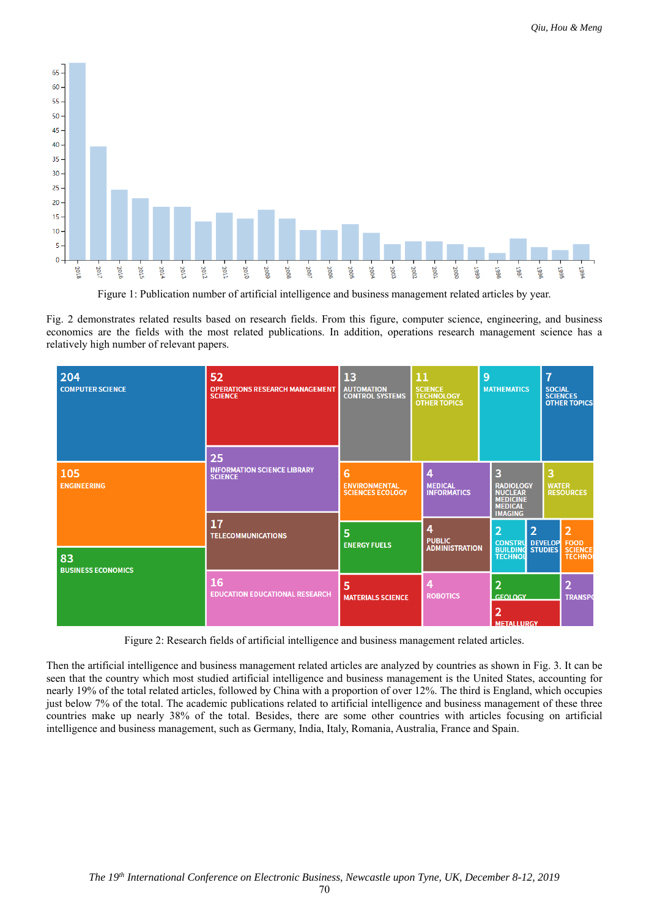Figure 1: Publication number of artificial intelligence and business management related articles by year.

Fig. 2 demonstrates related results based on research fields. From this figure, computer science, engineering, and business economics are the fields with the most related publications. In addition, operations research management science has a relatively high number of relevant papers.

Figure 2: Research fields of artificial intelligence and business management related articles.

Then the artificial intelligence and business management related articles are analyzed by countries as shown in Fig. 3. It can be seen that the country which most studied artificial intelligence and business management is the United States, accounting for nearly 19% of the total related articles, followed by China with a proportion of over 12%. The third is England, which occupies just below 7% of the total. The academic publications related to artificial intelligence and business management of these three countries make up nearly 38% of the total. Besides, there are some other countries with articles focusing on artificial intelligence and business management, such as Germany, India, Italy, Romania, Australia, France and Spain.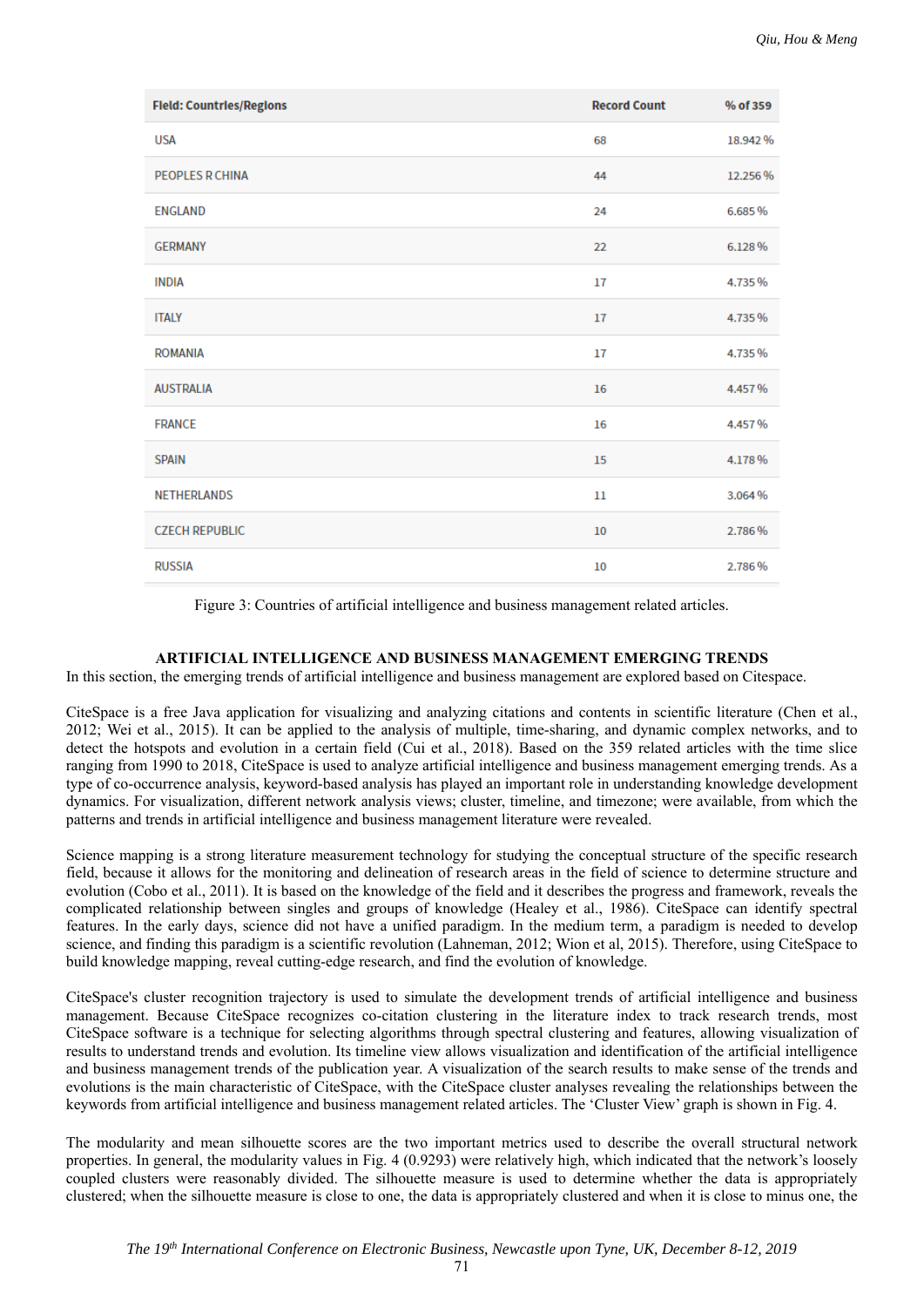| Field: Countries/Regions | Record Count | % of 359 |
|---|---|---|
| USA | 68 | 18.942 % |
| PEOPLES R CHINA | 44 | 12.256 % |
| ENGLAND | 24 | 6.685 % |
| GERMANY | 22 | 6.128 % |
| INDIA | 17 | 4.735 % |
| ITALY | 17 | 4.735 % |
| ROMANIA | 17 | 4.735 % |
| AUSTRALIA | 16 | 4.457 % |
| FRANCE | 16 | 4.457 % |
| SPAIN | 15 | 4.178 % |
| NETHERLANDS | 11 | 3.064 % |
| CZECH REPUBLIC | 10 | 2.786 % |
| RUSSIA | 10 | 2.786 % |

Figure 3: Countries of artificial intelligence and business management related articles.

## ARTIFICIAL INTELLIGENCE AND BUSINESS MANAGEMENT EMERGING TRENDS

In this section, the emerging trends of artificial intelligence and business management are explored based on Citespace.

CiteSpace is a free Java application for visualizing and analyzing citations and contents in scientific literature (Chen et al., 2012; Wei et al., 2015). It can be applied to the analysis of multiple, time-sharing, and dynamic complex networks, and to detect the hotspots and evolution in a certain field (Cui et al., 2018). Based on the 359 related articles with the time slice ranging from 1990 to 2018, CiteSpace is used to analyze artificial intelligence and business management emerging trends. As a type of co-occurrence analysis, keyword-based analysis has played an important role in understanding knowledge development dynamics. For visualization, different network analysis views; cluster, timeline, and timezone; were available, from which the patterns and trends in artificial intelligence and business management literature were revealed.

Science mapping is a strong literature measurement technology for studying the conceptual structure of the specific research field, because it allows for the monitoring and delineation of research areas in the field of science to determine structure and evolution (Cobo et al., 2011). It is based on the knowledge of the field and it describes the progress and framework, reveals the complicated relationship between singles and groups of knowledge (Healey et al., 1986). CiteSpace can identify spectral features. In the early days, science did not have a unified paradigm. In the medium term, a paradigm is needed to develop science, and finding this paradigm is a scientific revolution (Lahneman, 2012; Wion et al, 2015). Therefore, using CiteSpace to build knowledge mapping, reveal cutting-edge research, and find the evolution of knowledge.

CiteSpace's cluster recognition trajectory is used to simulate the development trends of artificial intelligence and business management. Because CiteSpace recognizes co-citation clustering in the literature index to track research trends, most CiteSpace software is a technique for selecting algorithms through spectral clustering and features, allowing visualization of results to understand trends and evolution. Its timeline view allows visualization and identification of the artificial intelligence and business management trends of the publication year. A visualization of the search results to make sense of the trends and evolutions is the main characteristic of CiteSpace, with the CiteSpace cluster analyses revealing the relationships between the keywords from artificial intelligence and business management related articles. The 'Cluster View' graph is shown in Fig. 4.

The modularity and mean silhouette scores are the two important metrics used to describe the overall structural network properties. In general, the modularity values in Fig. 4 (0.9293) were relatively high, which indicated that the network's loosely coupled clusters were reasonably divided. The silhouette measure is used to determine whether the data is appropriately clustered; when the silhouette measure is close to one, the data is appropriately clustered and when it is close to minus one, the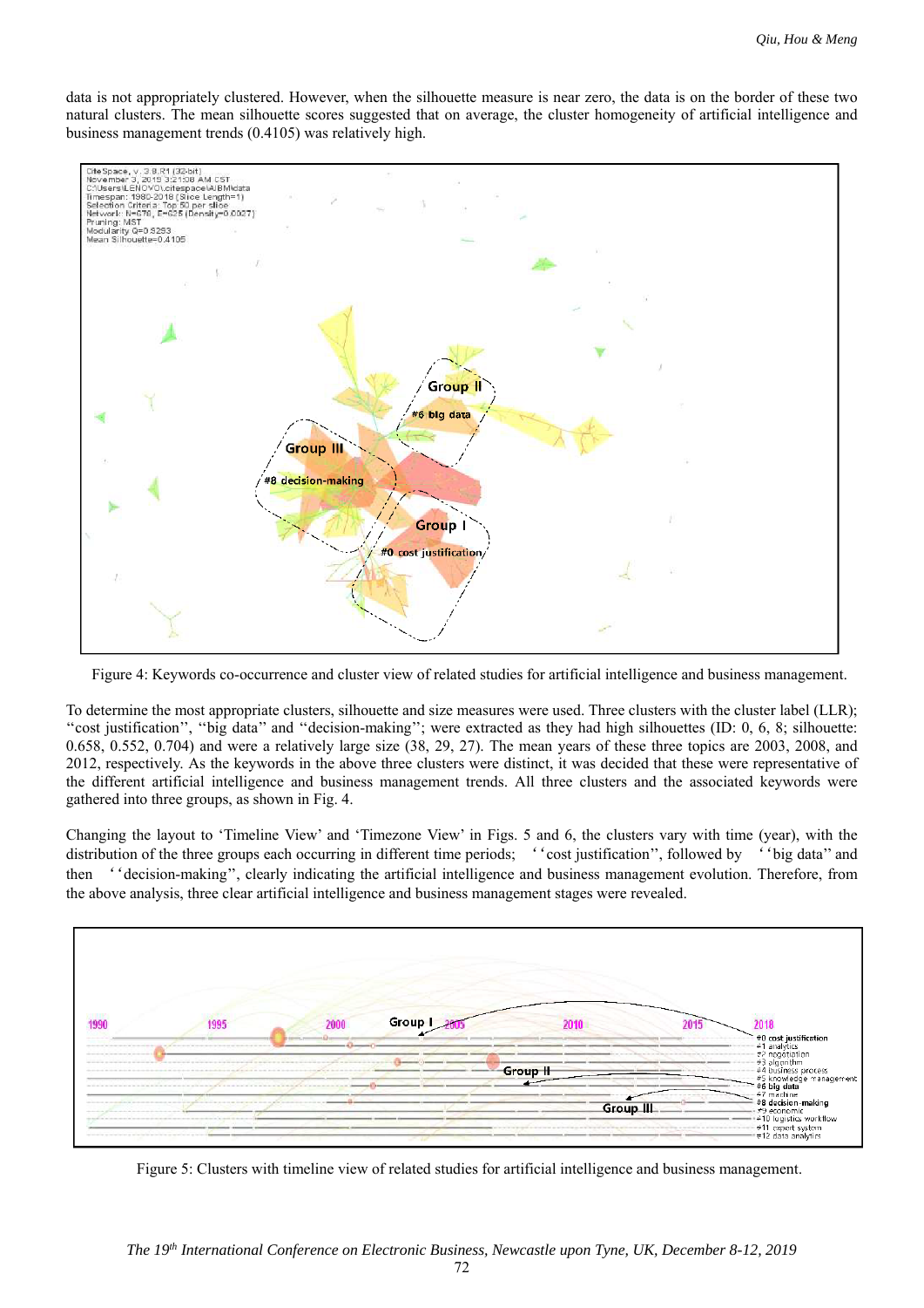data is not appropriately clustered. However, when the silhouette measure is near zero, the data is on the border of these two natural clusters. The mean silhouette scores suggested that on average, the cluster homogeneity of artificial intelligence and business management trends (0.4105) was relatively high.

Figure 4: Keywords co-occurrence and cluster view of related studies for artificial intelligence and business management.

To determine the most appropriate clusters, silhouette and size measures were used. Three clusters with the cluster label (LLR); "cost justification", "big data" and "decision-making"; were extracted as they had high silhouettes (ID: 0, 6, 8; silhouette: 0.658, 0.552, 0.704) and were a relatively large size (38, 29, 27). The mean years of these three topics are 2003, 2008, and 2012, respectively. As the keywords in the above three clusters were distinct, it was decided that these were representative of the different artificial intelligence and business management trends. All three clusters and the associated keywords were gathered into three groups, as shown in Fig. 4.

Changing the layout to 'Timeline View' and 'Timezone View' in Figs. 5 and 6, the clusters vary with time (year), with the distribution of the three groups each occurring in different time periods; "cost justification", followed by "big data" and then "decision-making", clearly indicating the artificial intelligence and business management evolution. Therefore, from the above analysis, three clear artificial intelligence and business management stages were revealed.

Figure 5: Clusters with timeline view of related studies for artificial intelligence and business management.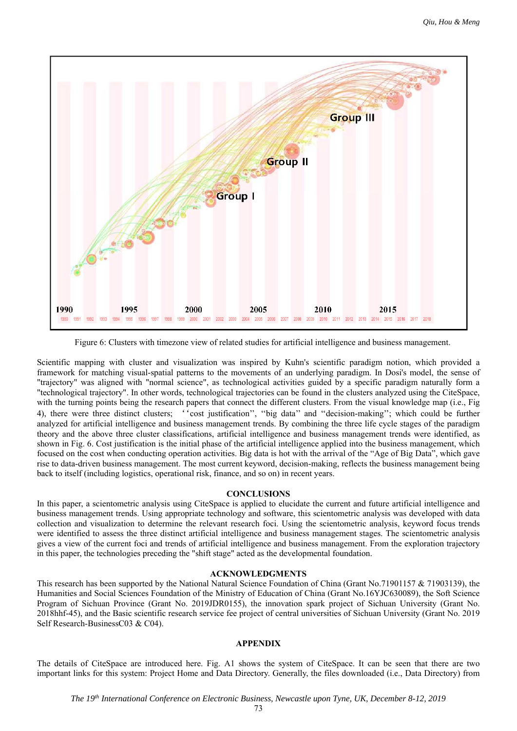Figure 6: Clusters with timezone view of related studies for artificial intelligence and business management.

Scientific mapping with cluster and visualization was inspired by Kuhn's scientific paradigm notion, which provided a framework for matching visual-spatial patterns to the movements of an underlying paradigm. In Dosi's model, the sense of "trajectory" was aligned with "normal science", as technological activities guided by a specific paradigm naturally form a "technological trajectory". In other words, technological trajectories can be found in the clusters analyzed using the CiteSpace, with the turning points being the research papers that connect the different clusters. From the visual knowledge map (i.e., Fig 4), there were three distinct clusters; ‘‘cost justification’’, ‘‘big data’’ and ‘‘decision-making’’; which could be further analyzed for artificial intelligence and business management trends. By combining the three life cycle stages of the paradigm theory and the above three cluster classifications, artificial intelligence and business management trends were identified, as shown in Fig. 6. Cost justification is the initial phase of the artificial intelligence applied into the business management, which focused on the cost when conducting operation activities. Big data is hot with the arrival of the "Age of Big Data", which gave rise to data-driven business management. The most current keyword, decision-making, reflects the business management being back to itself (including logistics, operational risk, finance, and so on) in recent years.

## CONCLUSIONS

In this paper, a scientometric analysis using CiteSpace is applied to elucidate the current and future artificial intelligence and business management trends. Using appropriate technology and software, this scientometric analysis was developed with data collection and visualization to determine the relevant research foci. Using the scientometric analysis, keyword focus trends were identified to assess the three distinct artificial intelligence and business management stages. The scientometric analysis gives a view of the current foci and trends of artificial intelligence and business management. From the exploration trajectory in this paper, the technologies preceding the "shift stage" acted as the developmental foundation.

## ACKNOWLEDGMENTS

This research has been supported by the National Natural Science Foundation of China (Grant No.71901157 & 71903139), the Humanities and Social Sciences Foundation of the Ministry of Education of China (Grant No.16YJC630089), the Soft Science Program of Sichuan Province (Grant No. 2019JDR0155), the innovation spark project of Sichuan University (Grant No. 2018hhf-45), and the Basic scientific research service fee project of central universities of Sichuan University (Grant No. 2019 Self Research-BusinessC03 & C04).

## APPENDIX

The details of CiteSpace are introduced here. Fig. A1 shows the system of CiteSpace. It can be seen that there are two important links for this system: Project Home and Data Directory. Generally, the files downloaded (i.e., Data Directory) from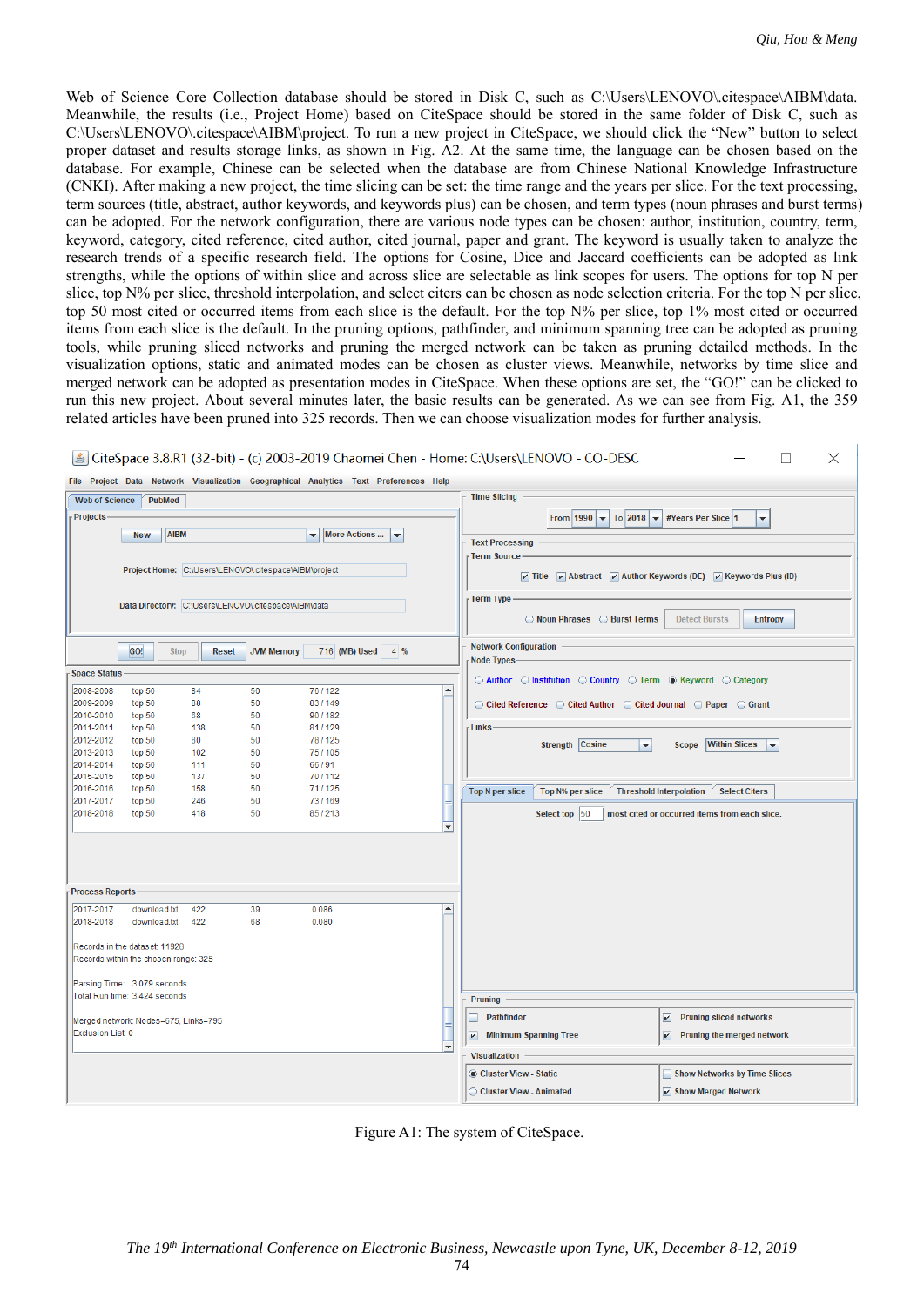Web of Science Core Collection database should be stored in Disk C, such as C:\Users\LENOVO\.citespace\AIBM\data. Meanwhile, the results (i.e., Project Home) based on CiteSpace should be stored in the same folder of Disk C, such as C:\Users\LENOVO\.citespace\AIBM\project. To run a new project in CiteSpace, we should click the "New" button to select proper dataset and results storage links, as shown in Fig. A2. At the same time, the language can be chosen based on the database. For example, Chinese can be selected when the database are from Chinese National Knowledge Infrastructure (CNKI). After making a new project, the time slicing can be set: the time range and the years per slice. For the text processing, term sources (title, abstract, author keywords, and keywords plus) can be chosen, and term types (noun phrases and burst terms) can be adopted. For the network configuration, there are various node types can be chosen: author, institution, country, term, keyword, category, cited reference, cited author, cited journal, paper and grant. The keyword is usually taken to analyze the research trends of a specific research field. The options for Cosine, Dice and Jaccard coefficients can be adopted as link strengths, while the options of within slice and across slice are selectable as link scopes for users. The options for top N per slice, top N% per slice, threshold interpolation, and select citers can be chosen as node selection criteria. For the top N per slice, top 50 most cited or occurred items from each slice is the default. For the top N% per slice, top 1% most cited or occurred items from each slice is the default. In the pruning options, pathfinder, and minimum spanning tree can be adopted as pruning tools, while pruning sliced networks and pruning the merged network can be taken as pruning detailed methods. In the visualization options, static and animated modes can be chosen as cluster views. Meanwhile, networks by time slice and merged network can be adopted as presentation modes in CiteSpace. When these options are set, the "GO!" can be clicked to run this new project. About several minutes later, the basic results can be generated. As we can see from Fig. A1, the 359 related articles have been pruned into 325 records. Then we can choose visualization modes for further analysis.

Figure A1: The system of CiteSpace.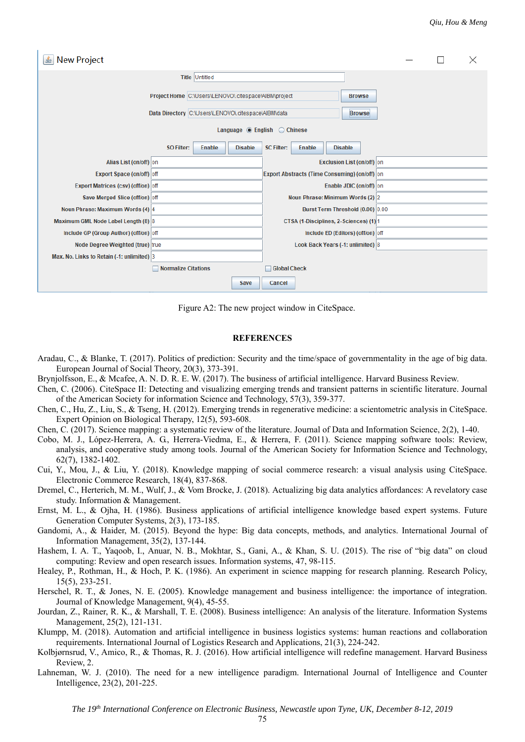Figure A2: The new project window in CiteSpace.

## REFERENCES

Aradau, C., & Blanke, T. (2017). Politics of prediction: Security and the time/space of governmentality in the age of big data. European Journal of Social Theory, 20(3), 373-391.

Brynjolfsson, E., & Mcafee, A. N. D. R. E. W. (2017). The business of artificial intelligence. Harvard Business Review.

Chen, C. (2006). CiteSpace II: Detecting and visualizing emerging trends and transient patterns in scientific literature. Journal of the American Society for information Science and Technology, 57(3), 359-377.

Chen, C., Hu, Z., Liu, S., & Tseng, H. (2012). Emerging trends in regenerative medicine: a scientometric analysis in CiteSpace. Expert Opinion on Biological Therapy, 12(5), 593-608.

Chen, C. (2017). Science mapping: a systematic review of the literature. Journal of Data and Information Science, 2(2), 1-40.

Cobo, M. J., López-Herrera, A. G., Herrera-Viedma, E., & Herrera, F. (2011). Science mapping software tools: Review, analysis, and cooperative study among tools. Journal of the American Society for Information Science and Technology, 62(7), 1382-1402.

Cui, Y., Mou, J., & Liu, Y. (2018). Knowledge mapping of social commerce research: a visual analysis using CiteSpace. Electronic Commerce Research, 18(4), 837-868.

Dremel, C., Herterich, M. M., Wulf, J., & Vom Brocke, J. (2018). Actualizing big data analytics affordances: A revelatory case study. Information & Management.

Ernst, M. L., & Ojha, H. (1986). Business applications of artificial intelligence knowledge based expert systems. Future Generation Computer Systems, 2(3), 173-185.

Gandomi, A., & Haider, M. (2015). Beyond the hype: Big data concepts, methods, and analytics. International Journal of Information Management, 35(2), 137-144.

Hashem, I. A. T., Yaqoob, I., Anuar, N. B., Mokhtar, S., Gani, A., & Khan, S. U. (2015). The rise of "big data" on cloud computing: Review and open research issues. Information systems, 47, 98-115.

Healey, P., Rothman, H., & Hoch, P. K. (1986). An experiment in science mapping for research planning. Research Policy, 15(5), 233-251.

Herschel, R. T., & Jones, N. E. (2005). Knowledge management and business intelligence: the importance of integration. Journal of Knowledge Management, 9(4), 45-55.

Jourdan, Z., Rainer, R. K., & Marshall, T. E. (2008). Business intelligence: An analysis of the literature. Information Systems Management, 25(2), 121-131.

Klumpp, M. (2018). Automation and artificial intelligence in business logistics systems: human reactions and collaboration requirements. International Journal of Logistics Research and Applications, 21(3), 224-242.

Kolbjørnsrud, V., Amico, R., & Thomas, R. J. (2016). How artificial intelligence will redefine management. Harvard Business Review, 2.

Lahneman, W. J. (2010). The need for a new intelligence paradigm. International Journal of Intelligence and Counter Intelligence, 23(2), 201-225.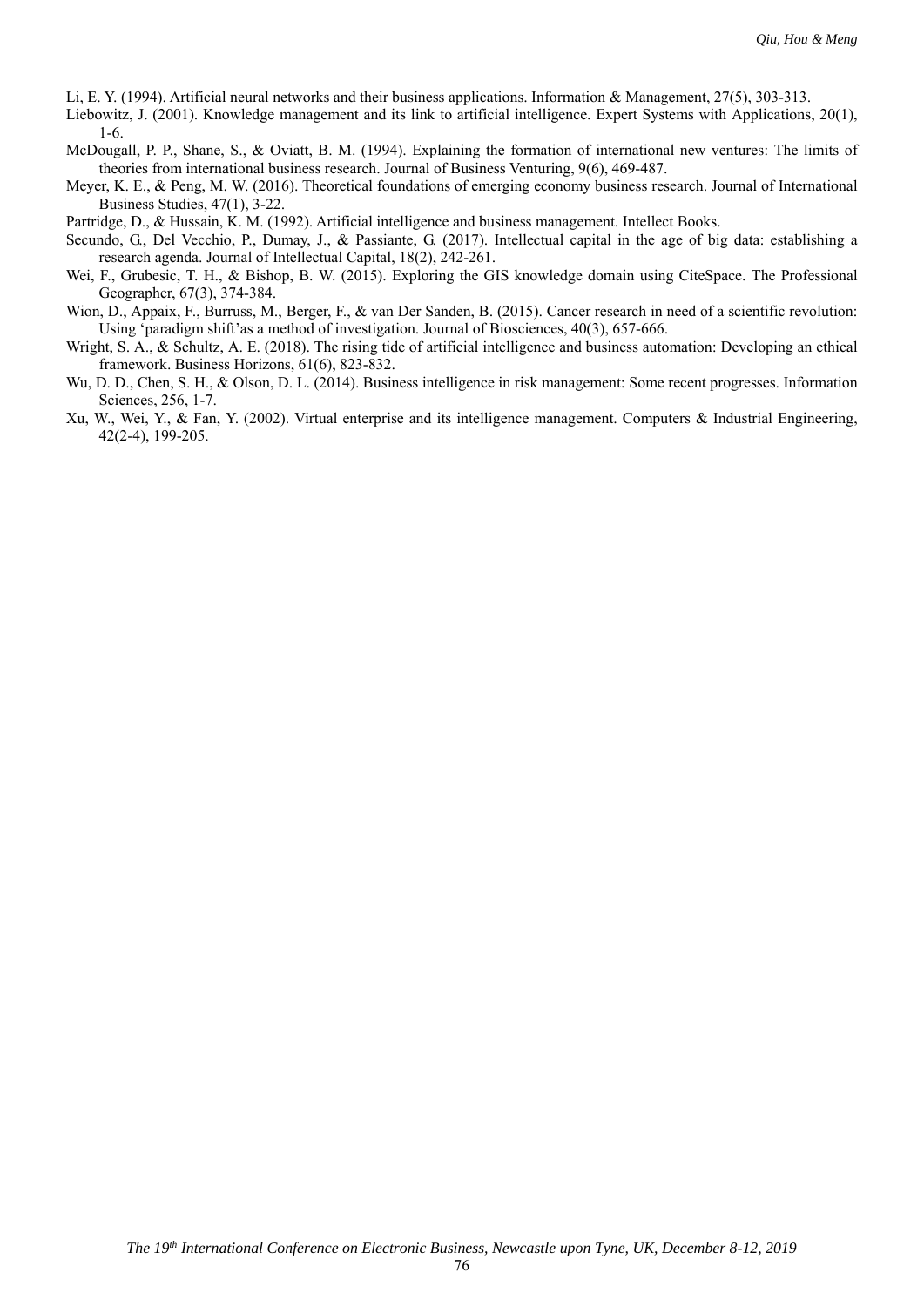Li, E. Y. (1994). Artificial neural networks and their business applications. Information & Management, 27(5), 303-313.

Liebowitz, J. (2001). Knowledge management and its link to artificial intelligence. Expert Systems with Applications, 20(1), 1-6.

McDougall, P. P., Shane, S., & Oviatt, B. M. (1994). Explaining the formation of international new ventures: The limits of theories from international business research. Journal of Business Venturing, 9(6), 469-487.

Meyer, K. E., & Peng, M. W. (2016). Theoretical foundations of emerging economy business research. Journal of International Business Studies, 47(1), 3-22.

Partridge, D., & Hussain, K. M. (1992). Artificial intelligence and business management. Intellect Books.

Secundo, G., Del Vecchio, P., Dumay, J., & Passiante, G. (2017). Intellectual capital in the age of big data: establishing a research agenda. Journal of Intellectual Capital, 18(2), 242-261.

Wei, F., Grubesic, T. H., & Bishop, B. W. (2015). Exploring the GIS knowledge domain using CiteSpace. The Professional Geographer, 67(3), 374-384.

Wion, D., Appaix, F., Burruss, M., Berger, F., & van Der Sanden, B. (2015). Cancer research in need of a scientific revolution: Using 'paradigm shift'as a method of investigation. Journal of Biosciences, 40(3), 657-666.

Wright, S. A., & Schultz, A. E. (2018). The rising tide of artificial intelligence and business automation: Developing an ethical framework. Business Horizons, 61(6), 823-832.

Wu, D. D., Chen, S. H., & Olson, D. L. (2014). Business intelligence in risk management: Some recent progresses. Information Sciences, 256, 1-7.

Xu, W., Wei, Y., & Fan, Y. (2002). Virtual enterprise and its intelligence management. Computers & Industrial Engineering, 42(2-4), 199-205.